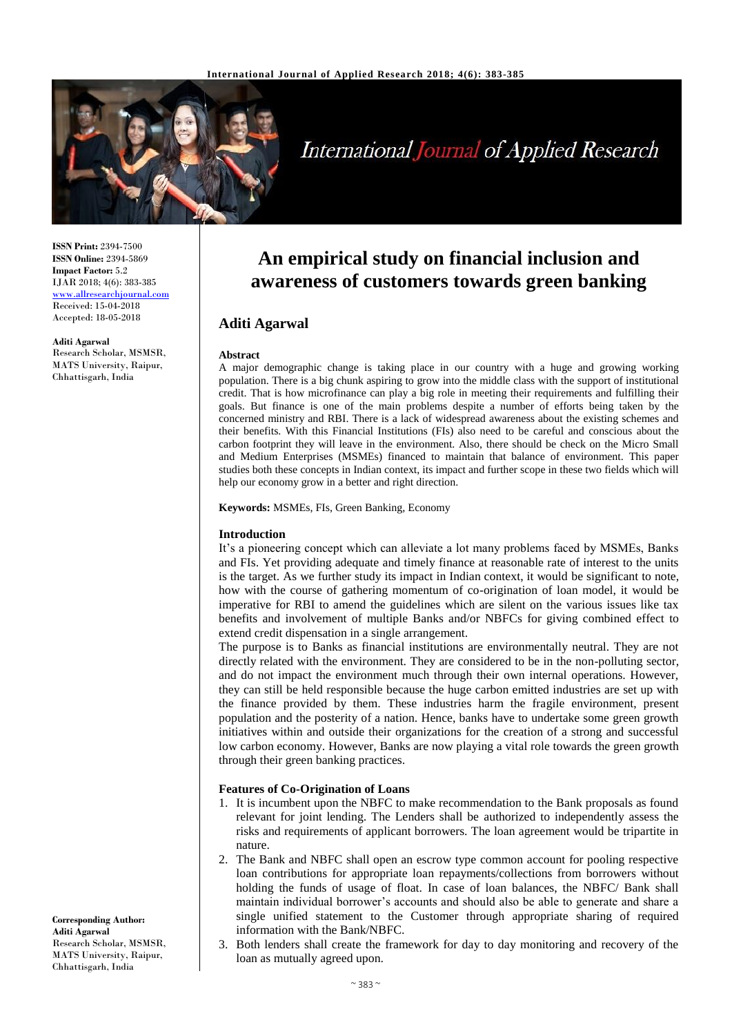# An empirical study on financial inclusion and awareness of customers towards green banking

**ISSN Print:** 2394-7500
**ISSN Online:** 2394-5869
**Impact Factor:** 5.2
IJAR 2018; 4(6): 383-385
www.allresearchjournal.com
Received: 15-04-2018
Accepted: 18-05-2018

**Aditi Agarwal**
Research Scholar, MSMSR, MATS University, Raipur, Chhattisgarh, India

**Corresponding Author:**
**Aditi Agarwal**
Research Scholar, MSMSR, MATS University, Raipur, Chhattisgarh, India

## Aditi Agarwal

### Abstract

A major demographic change is taking place in our country with a huge and growing working population. There is a big chunk aspiring to grow into the middle class with the support of institutional credit. That is how microfinance can play a big role in meeting their requirements and fulfilling their goals. But finance is one of the main problems despite a number of efforts being taken by the concerned ministry and RBI. There is a lack of widespread awareness about the existing schemes and their benefits. With this Financial Institutions (FIs) also need to be careful and conscious about the carbon footprint they will leave in the environment. Also, there should be check on the Micro Small and Medium Enterprises (MSMEs) financed to maintain that balance of environment. This paper studies both these concepts in Indian context, its impact and further scope in these two fields which will help our economy grow in a better and right direction.

**Keywords:** MSMEs, FIs, Green Banking, Economy

### Introduction

It's a pioneering concept which can alleviate a lot many problems faced by MSMEs, Banks and FIs. Yet providing adequate and timely finance at reasonable rate of interest to the units is the target. As we further study its impact in Indian context, it would be significant to note, how with the course of gathering momentum of co-origination of loan model, it would be imperative for RBI to amend the guidelines which are silent on the various issues like tax benefits and involvement of multiple Banks and/or NBFCs for giving combined effect to extend credit dispensation in a single arrangement.

The purpose is to Banks as financial institutions are environmentally neutral. They are not directly related with the environment. They are considered to be in the non-polluting sector, and do not impact the environment much through their own internal operations. However, they can still be held responsible because the huge carbon emitted industries are set up with the finance provided by them. These industries harm the fragile environment, present population and the posterity of a nation. Hence, banks have to undertake some green growth initiatives within and outside their organizations for the creation of a strong and successful low carbon economy. However, Banks are now playing a vital role towards the green growth through their green banking practices.

### Features of Co-Origination of Loans

1. It is incumbent upon the NBFC to make recommendation to the Bank proposals as found relevant for joint lending. The Lenders shall be authorized to independently assess the risks and requirements of applicant borrowers. The loan agreement would be tripartite in nature.
2. The Bank and NBFC shall open an escrow type common account for pooling respective loan contributions for appropriate loan repayments/collections from borrowers without holding the funds of usage of float. In case of loan balances, the NBFC/ Bank shall maintain individual borrower's accounts and should also be able to generate and share a single unified statement to the Customer through appropriate sharing of required information with the Bank/NBFC.
3. Both lenders shall create the framework for day to day monitoring and recovery of the loan as mutually agreed upon.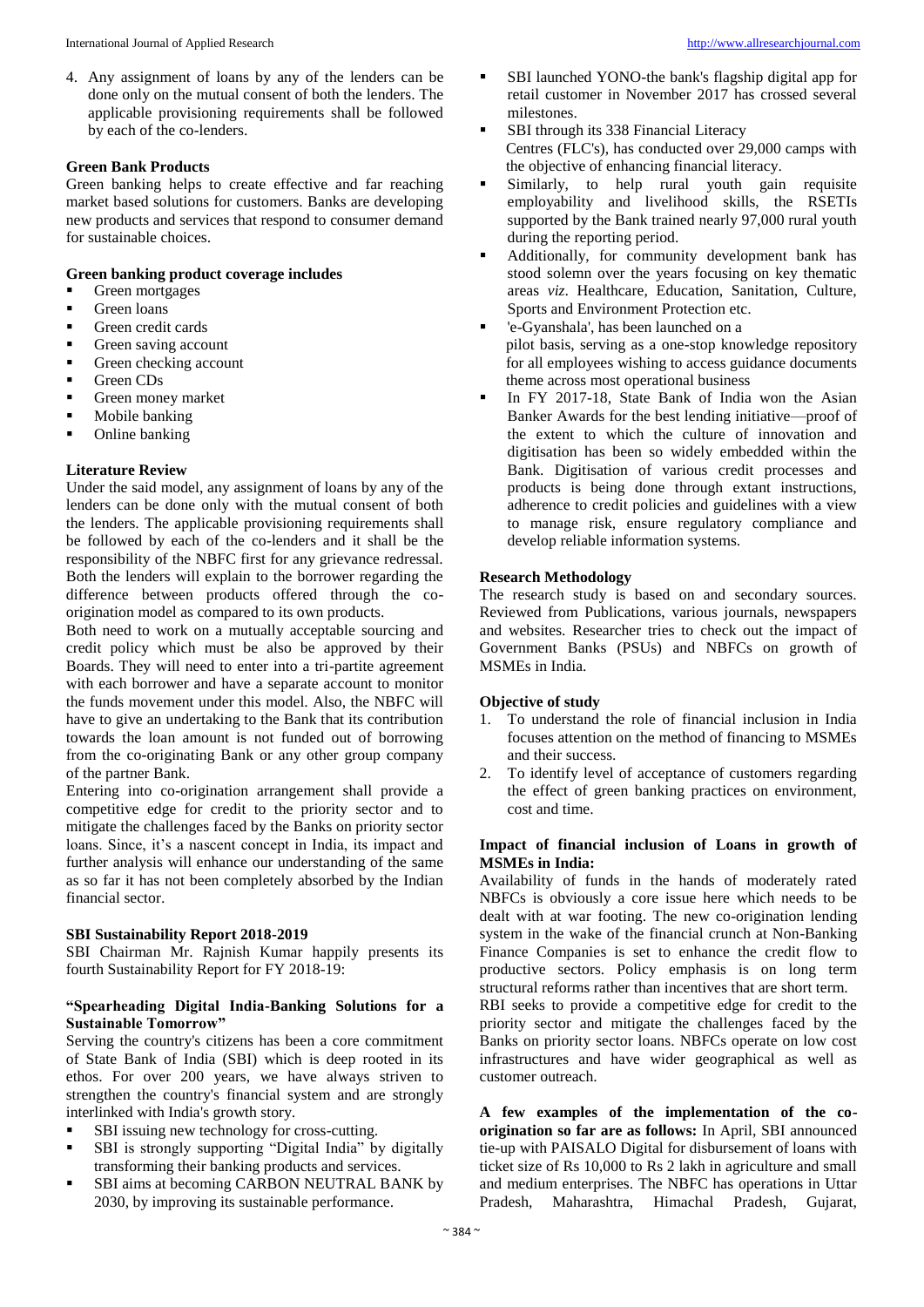4. Any assignment of loans by any of the lenders can be done only on the mutual consent of both the lenders. The applicable provisioning requirements shall be followed by each of the co-lenders.

**Green Bank Products**

Green banking helps to create effective and far reaching market based solutions for customers. Banks are developing new products and services that respond to consumer demand for sustainable choices.

**Green banking product coverage includes**

- Green mortgages
- Green loans
- Green credit cards
- Green saving account
- Green checking account
- Green CDs
- Green money market
- Mobile banking
- Online banking

## Literature Review

Under the said model, any assignment of loans by any of the lenders can be done only with the mutual consent of both the lenders. The applicable provisioning requirements shall be followed by each of the co-lenders and it shall be the responsibility of the NBFC first for any grievance redressal. Both the lenders will explain to the borrower regarding the difference between products offered through the co-origination model as compared to its own products.

Both need to work on a mutually acceptable sourcing and credit policy which must be also be approved by their Boards. They will need to enter into a tri-partite agreement with each borrower and have a separate account to monitor the funds movement under this model. Also, the NBFC will have to give an undertaking to the Bank that its contribution towards the loan amount is not funded out of borrowing from the co-originating Bank or any other group company of the partner Bank.

Entering into co-origination arrangement shall provide a competitive edge for credit to the priority sector and to mitigate the challenges faced by the Banks on priority sector loans. Since, it's a nascent concept in India, its impact and further analysis will enhance our understanding of the same as so far it has not been completely absorbed by the Indian financial sector.

**SBI Sustainability Report 2018-2019**

SBI Chairman Mr. Rajnish Kumar happily presents its fourth Sustainability Report for FY 2018-19:

**"Spearheading Digital India-Banking Solutions for a Sustainable Tomorrow"**

Serving the country's citizens has been a core commitment of State Bank of India (SBI) which is deep rooted in its ethos. For over 200 years, we have always striven to strengthen the country's financial system and are strongly interlinked with India's growth story.

- SBI issuing new technology for cross-cutting.
- SBI is strongly supporting "Digital India" by digitally transforming their banking products and services.
- SBI aims at becoming CARBON NEUTRAL BANK by 2030, by improving its sustainable performance.
- SBI launched YONO-the bank's flagship digital app for retail customer in November 2017 has crossed several milestones.
- SBI through its 338 Financial Literacy Centres (FLC's), has conducted over 29,000 camps with the objective of enhancing financial literacy.
- Similarly, to help rural youth gain requisite employability and livelihood skills, the RSETIs supported by the Bank trained nearly 97,000 rural youth during the reporting period.
- Additionally, for community development bank has stood solemn over the years focusing on key thematic areas *viz*. Healthcare, Education, Sanitation, Culture, Sports and Environment Protection etc.
- 'e-Gyanshala', has been launched on a pilot basis, serving as a one-stop knowledge repository for all employees wishing to access guidance documents theme across most operational business
- In FY 2017-18, State Bank of India won the Asian Banker Awards for the best lending initiative—proof of the extent to which the culture of innovation and digitisation has been so widely embedded within the Bank. Digitisation of various credit processes and products is being done through extant instructions, adherence to credit policies and guidelines with a view to manage risk, ensure regulatory compliance and develop reliable information systems.

## Research Methodology

The research study is based on and secondary sources. Reviewed from Publications, various journals, newspapers and websites. Researcher tries to check out the impact of Government Banks (PSUs) and NBFCs on growth of MSMEs in India.

**Objective of study**

1. To understand the role of financial inclusion in India focuses attention on the method of financing to MSMEs and their success.
2. To identify level of acceptance of customers regarding the effect of green banking practices on environment, cost and time.

**Impact of financial inclusion of Loans in growth of MSMEs in India:**

Availability of funds in the hands of moderately rated NBFCs is obviously a core issue here which needs to be dealt with at war footing. The new co-origination lending system in the wake of the financial crunch at Non-Banking Finance Companies is set to enhance the credit flow to productive sectors. Policy emphasis is on long term structural reforms rather than incentives that are short term.

RBI seeks to provide a competitive edge for credit to the priority sector and mitigate the challenges faced by the Banks on priority sector loans. NBFCs operate on low cost infrastructures and have wider geographical as well as customer outreach.

**A few examples of the implementation of the co-origination so far are as follows:** In April, SBI announced tie-up with PAISALO Digital for disbursement of loans with ticket size of Rs 10,000 to Rs 2 lakh in agriculture and small and medium enterprises. The NBFC has operations in Uttar Pradesh, Maharashtra, Himachal Pradesh, Gujarat,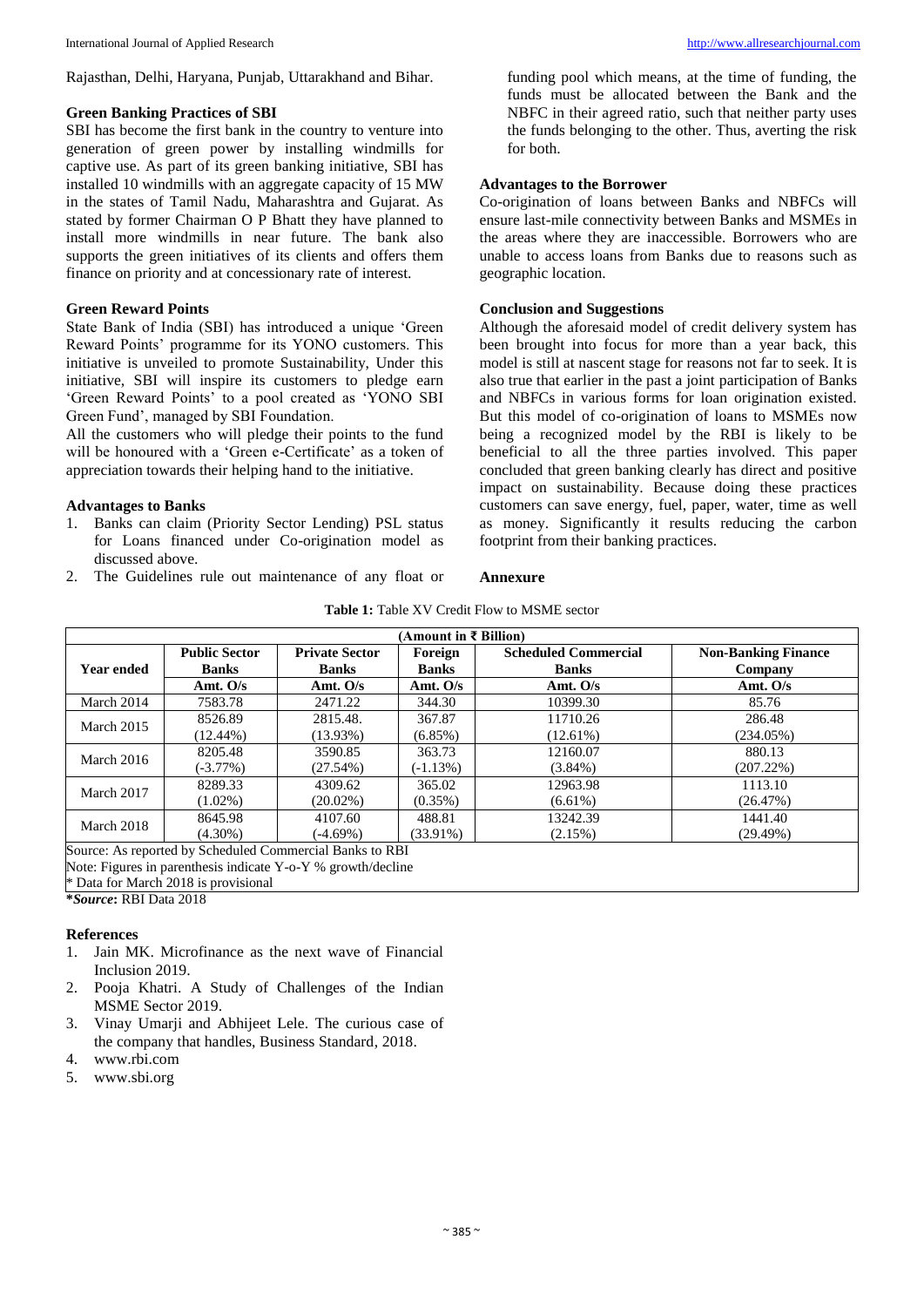Rajasthan, Delhi, Haryana, Punjab, Uttarakhand and Bihar.

**Green Banking Practices of SBI**

SBI has become the first bank in the country to venture into generation of green power by installing windmills for captive use. As part of its green banking initiative, SBI has installed 10 windmills with an aggregate capacity of 15 MW in the states of Tamil Nadu, Maharashtra and Gujarat. As stated by former Chairman O P Bhatt they have planned to install more windmills in near future. The bank also supports the green initiatives of its clients and offers them finance on priority and at concessionary rate of interest.

**Green Reward Points**

State Bank of India (SBI) has introduced a unique 'Green Reward Points' programme for its YONO customers. This initiative is unveiled to promote Sustainability, Under this initiative, SBI will inspire its customers to pledge earn 'Green Reward Points' to a pool created as 'YONO SBI Green Fund', managed by SBI Foundation.

All the customers who will pledge their points to the fund will be honoured with a 'Green e-Certificate' as a token of appreciation towards their helping hand to the initiative.

**Advantages to Banks**

1. Banks can claim (Priority Sector Lending) PSL status for Loans financed under Co-origination model as discussed above.
2. The Guidelines rule out maintenance of any float or funding pool which means, at the time of funding, the funds must be allocated between the Bank and the NBFC in their agreed ratio, such that neither party uses the funds belonging to the other. Thus, averting the risk for both.

**Advantages to the Borrower**

Co-origination of loans between Banks and NBFCs will ensure last-mile connectivity between Banks and MSMEs in the areas where they are inaccessible. Borrowers who are unable to access loans from Banks due to reasons such as geographic location.

**Conclusion and Suggestions**

Although the aforesaid model of credit delivery system has been brought into focus for more than a year back, this model is still at nascent stage for reasons not far to seek. It is also true that earlier in the past a joint participation of Banks and NBFCs in various forms for loan origination existed. But this model of co-origination of loans to MSMEs now being a recognized model by the RBI is likely to be beneficial to all the three parties involved. This paper concluded that green banking clearly has direct and positive impact on sustainability. Because doing these practices customers can save energy, fuel, paper, water, time as well as money. Significantly it results reducing the carbon footprint from their banking practices.

**Annexure**

**Table 1:** Table XV Credit Flow to MSME sector

(Amount in ₹ Billion)

| Year ended | Public Sector Banks | Private Sector Banks | Foreign Banks | Scheduled Commercial Banks | Non-Banking Finance Company |
|---|---|---|---|---|---|
| | Amt. O/s | Amt. O/s | Amt. O/s | Amt. O/s | Amt. O/s |
| March 2014 | 7583.78 | 2471.22 | 344.30 | 10399.30 | 85.76 |
| March 2015 | 8526.89 (12.44%) | 2815.48. (13.93%) | 367.87 (6.85%) | 11710.26 (12.61%) | 286.48 (234.05%) |
| March 2016 | 8205.48 (-3.77%) | 3590.85 (27.54%) | 363.73 (-1.13%) | 12160.07 (3.84%) | 880.13 (207.22%) |
| March 2017 | 8289.33 (1.02%) | 4309.62 (20.02%) | 365.02 (0.35%) | 12963.98 (6.61%) | 1113.10 (26.47%) |
| March 2018 | 8645.98 (4.30%) | 4107.60 (-4.69%) | 488.81 (33.91%) | 13242.39 (2.15%) | 1441.40 (29.49%) |

Source: As reported by Scheduled Commercial Banks to RBI
Note: Figures in parenthesis indicate Y-o-Y % growth/decline
* Data for March 2018 is provisional

***Source*:** RBI Data 2018

**References**

1. Jain MK. Microfinance as the next wave of Financial Inclusion 2019.
2. Pooja Khatri. A Study of Challenges of the Indian MSME Sector 2019.
3. Vinay Umarji and Abhijeet Lele. The curious case of the company that handles, Business Standard, 2018.
4. www.rbi.com
5. www.sbi.org